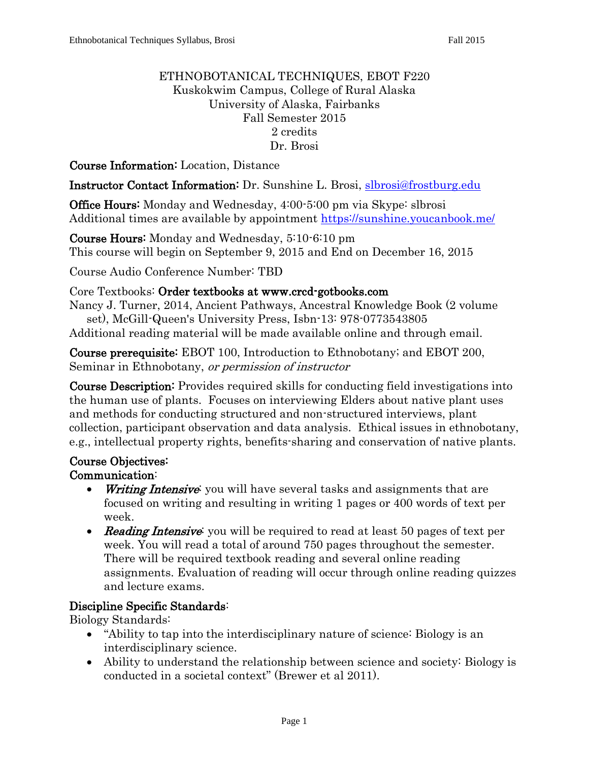ETHNOBOTANICAL TECHNIQUES, EBOT F220
Kuskokwim Campus, College of Rural Alaska
University of Alaska, Fairbanks
Fall Semester 2015
2 credits
Dr. Brosi

**Course Information:** Location, Distance

**Instructor Contact Information:** Dr. Sunshine L. Brosi, slbrosi@frostburg.edu

**Office Hours:** Monday and Wednesday, 4:00-5:00 pm via Skype: slbrosi
Additional times are available by appointment https://sunshine.youcanbook.me/

**Course Hours:** Monday and Wednesday, 5:10-6:10 pm
This course will begin on September 9, 2015 and End on December 16, 2015

Course Audio Conference Number: TBD

Core Textbooks: **Order textbooks at www.crcd-gotbooks.com**
Nancy J. Turner, 2014, Ancient Pathways, Ancestral Knowledge Book (2 volume set), McGill-Queen's University Press, Isbn-13: 978-0773543805
Additional reading material will be made available online and through email.

**Course prerequisite:** EBOT 100, Introduction to Ethnobotany; and EBOT 200, Seminar in Ethnobotany, *or permission of instructor*

**Course Description:** Provides required skills for conducting field investigations into the human use of plants. Focuses on interviewing Elders about native plant uses and methods for conducting structured and non-structured interviews, plant collection, participant observation and data analysis. Ethical issues in ethnobotany, e.g., intellectual property rights, benefits-sharing and conservation of native plants.

**Course Objectives:**

**Communication**:

- ***Writing Intensive***: you will have several tasks and assignments that are focused on writing and resulting in writing 1 pages or 400 words of text per week.
- ***Reading Intensive***: you will be required to read at least 50 pages of text per week. You will read a total of around 750 pages throughout the semester. There will be required textbook reading and several online reading assignments. Evaluation of reading will occur through online reading quizzes and lecture exams.

**Discipline Specific Standards**:

Biology Standards:

- "Ability to tap into the interdisciplinary nature of science: Biology is an interdisciplinary science.
- Ability to understand the relationship between science and society: Biology is conducted in a societal context" (Brewer et al 2011).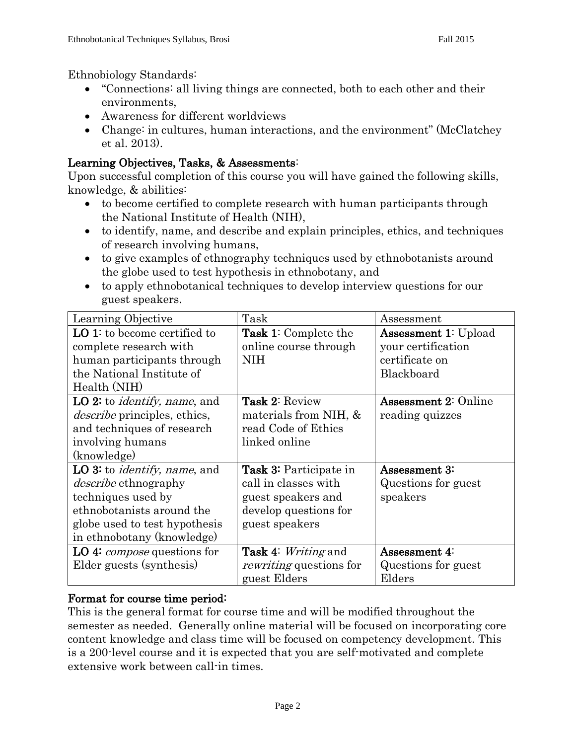Ethnobiology Standards:

- "Connections: all living things are connected, both to each other and their environments,
- Awareness for different worldviews
- Change: in cultures, human interactions, and the environment" (McClatchey et al. 2013).

## Learning Objectives, Tasks, & Assessments:

Upon successful completion of this course you will have gained the following skills, knowledge, & abilities:

- to become certified to complete research with human participants through the National Institute of Health (NIH),
- to identify, name, and describe and explain principles, ethics, and techniques of research involving humans,
- to give examples of ethnography techniques used by ethnobotanists around the globe used to test hypothesis in ethnobotany, and
- to apply ethnobotanical techniques to develop interview questions for our guest speakers.

| Learning Objective | Task | Assessment |
| --- | --- | --- |
| **LO 1**: to become certified to complete research with human participants through the National Institute of Health (NIH) | **Task 1**: Complete the online course through NIH | **Assessment 1**: Upload your certification certificate on Blackboard |
| **LO 2:** to *identify, name*, and *describe* principles, ethics, and techniques of research involving humans (knowledge) | **Task 2**: Review materials from NIH, & read Code of Ethics linked online | **Assessment 2**: Online reading quizzes |
| **LO 3:** to *identify, name*, and *describe* ethnography techniques used by ethnobotanists around the globe used to test hypothesis in ethnobotany (knowledge) | **Task 3:** Participate in call in classes with guest speakers and develop questions for guest speakers | **Assessment 3:** Questions for guest speakers |
| **LO 4:** *compose* questions for Elder guests (synthesis) | **Task 4**: *Writing* and *rewriting* questions for guest Elders | **Assessment 4**: Questions for guest Elders |

## Format for course time period:

This is the general format for course time and will be modified throughout the semester as needed. Generally online material will be focused on incorporating core content knowledge and class time will be focused on competency development. This is a 200-level course and it is expected that you are self-motivated and complete extensive work between call-in times.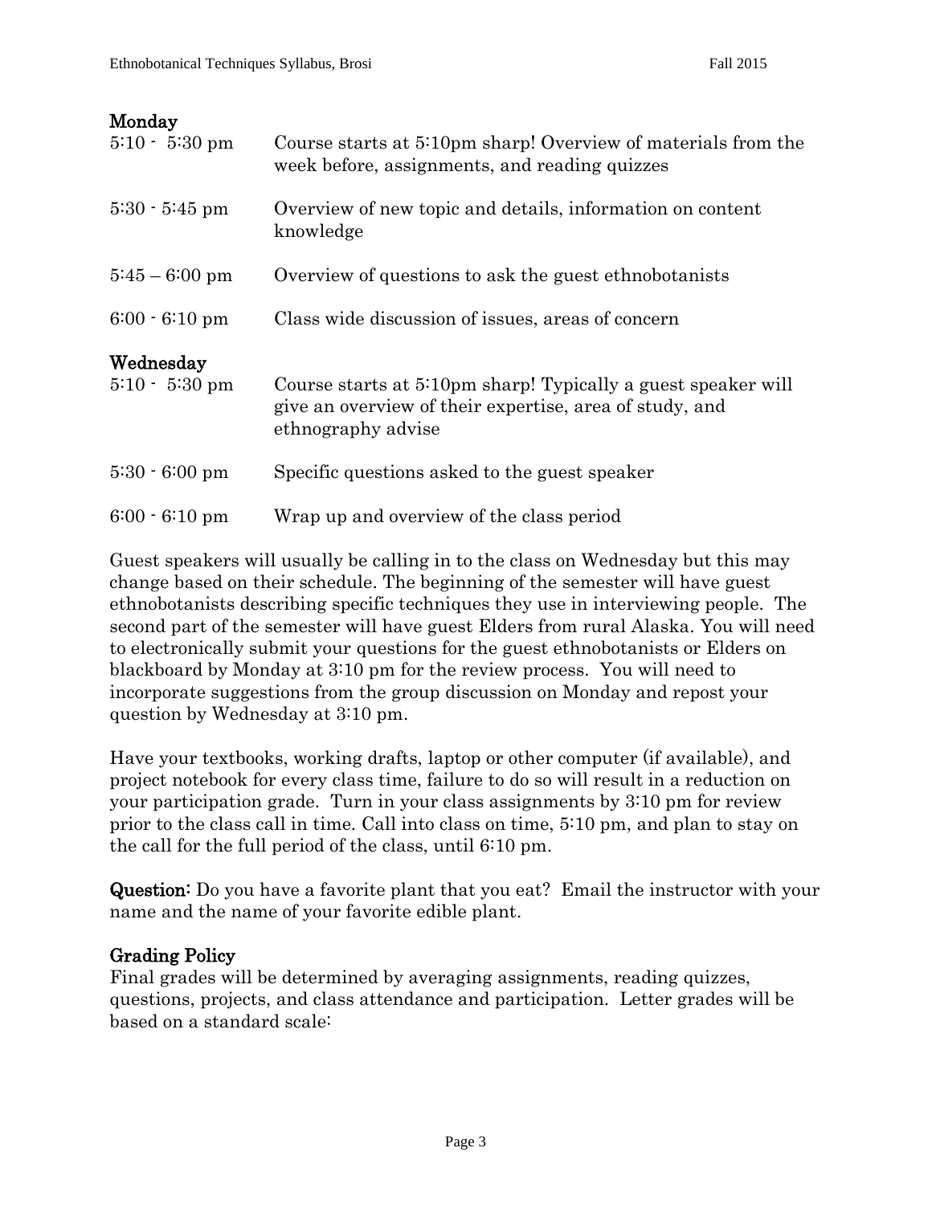### Monday

| | |
|---|---|
| 5:10 - 5:30 pm | Course starts at 5:10pm sharp! Overview of materials from the week before, assignments, and reading quizzes |
| 5:30 - 5:45 pm | Overview of new topic and details, information on content knowledge |
| 5:45 – 6:00 pm | Overview of questions to ask the guest ethnobotanists |
| 6:00 - 6:10 pm | Class wide discussion of issues, areas of concern |

### Wednesday

| | |
|---|---|
| 5:10 - 5:30 pm | Course starts at 5:10pm sharp! Typically a guest speaker will give an overview of their expertise, area of study, and ethnography advise |
| 5:30 - 6:00 pm | Specific questions asked to the guest speaker |
| 6:00 - 6:10 pm | Wrap up and overview of the class period |

Guest speakers will usually be calling in to the class on Wednesday but this may change based on their schedule. The beginning of the semester will have guest ethnobotanists describing specific techniques they use in interviewing people. The second part of the semester will have guest Elders from rural Alaska. You will need to electronically submit your questions for the guest ethnobotanists or Elders on blackboard by Monday at 3:10 pm for the review process. You will need to incorporate suggestions from the group discussion on Monday and repost your question by Wednesday at 3:10 pm.

Have your textbooks, working drafts, laptop or other computer (if available), and project notebook for every class time, failure to do so will result in a reduction on your participation grade. Turn in your class assignments by 3:10 pm for review prior to the class call in time. Call into class on time, 5:10 pm, and plan to stay on the call for the full period of the class, until 6:10 pm.

**Question:** Do you have a favorite plant that you eat? Email the instructor with your name and the name of your favorite edible plant.

### Grading Policy

Final grades will be determined by averaging assignments, reading quizzes, questions, projects, and class attendance and participation. Letter grades will be based on a standard scale: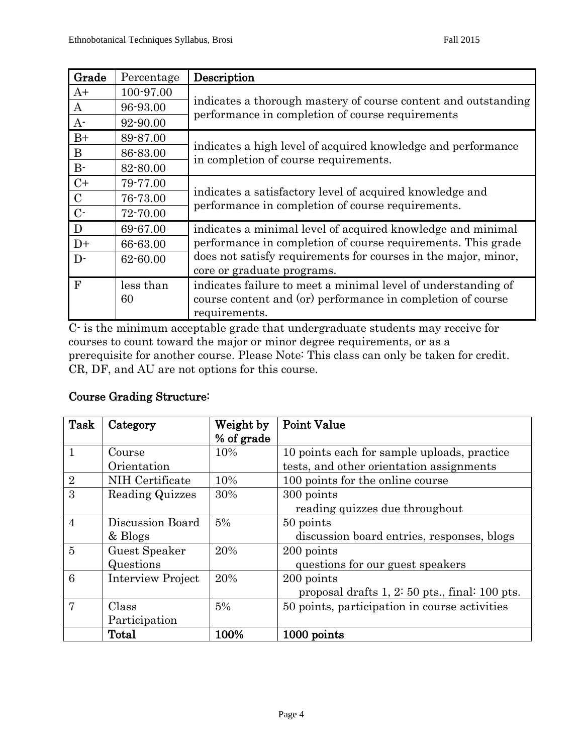| Grade | Percentage | Description |
|---|---|---|
| A+ | 100-97.00 | indicates a thorough mastery of course content and outstanding performance in completion of course requirements |
| A | 96-93.00 | |
| A- | 92-90.00 | |
| B+ | 89-87.00 | indicates a high level of acquired knowledge and performance in completion of course requirements. |
| B | 86-83.00 | |
| B- | 82-80.00 | |
| C+ | 79-77.00 | indicates a satisfactory level of acquired knowledge and performance in completion of course requirements. |
| C | 76-73.00 | |
| C- | 72-70.00 | |
| D | 69-67.00 | indicates a minimal level of acquired knowledge and minimal performance in completion of course requirements. This grade does not satisfy requirements for courses in the major, minor, core or graduate programs. |
| D+ | 66-63.00 | |
| D- | 62-60.00 | |
| F | less than 60 | indicates failure to meet a minimal level of understanding of course content and (or) performance in completion of course requirements. |

C- is the minimum acceptable grade that undergraduate students may receive for courses to count toward the major or minor degree requirements, or as a prerequisite for another course. Please Note: This class can only be taken for credit. CR, DF, and AU are not options for this course.

## Course Grading Structure:

| Task | Category | Weight by % of grade | Point Value |
|---|---|---|---|
| 1 | Course Orientation | 10% | 10 points each for sample uploads, practice tests, and other orientation assignments |
| 2 | NIH Certificate | 10% | 100 points for the online course |
| 3 | Reading Quizzes | 30% | 300 points<br>reading quizzes due throughout |
| 4 | Discussion Board & Blogs | 5% | 50 points<br>discussion board entries, responses, blogs |
| 5 | Guest Speaker Questions | 20% | 200 points<br>questions for our guest speakers |
| 6 | Interview Project | 20% | 200 points<br>proposal drafts 1, 2: 50 pts., final: 100 pts. |
| 7 | Class Participation | 5% | 50 points, participation in course activities |
| | **Total** | **100%** | **1000 points** |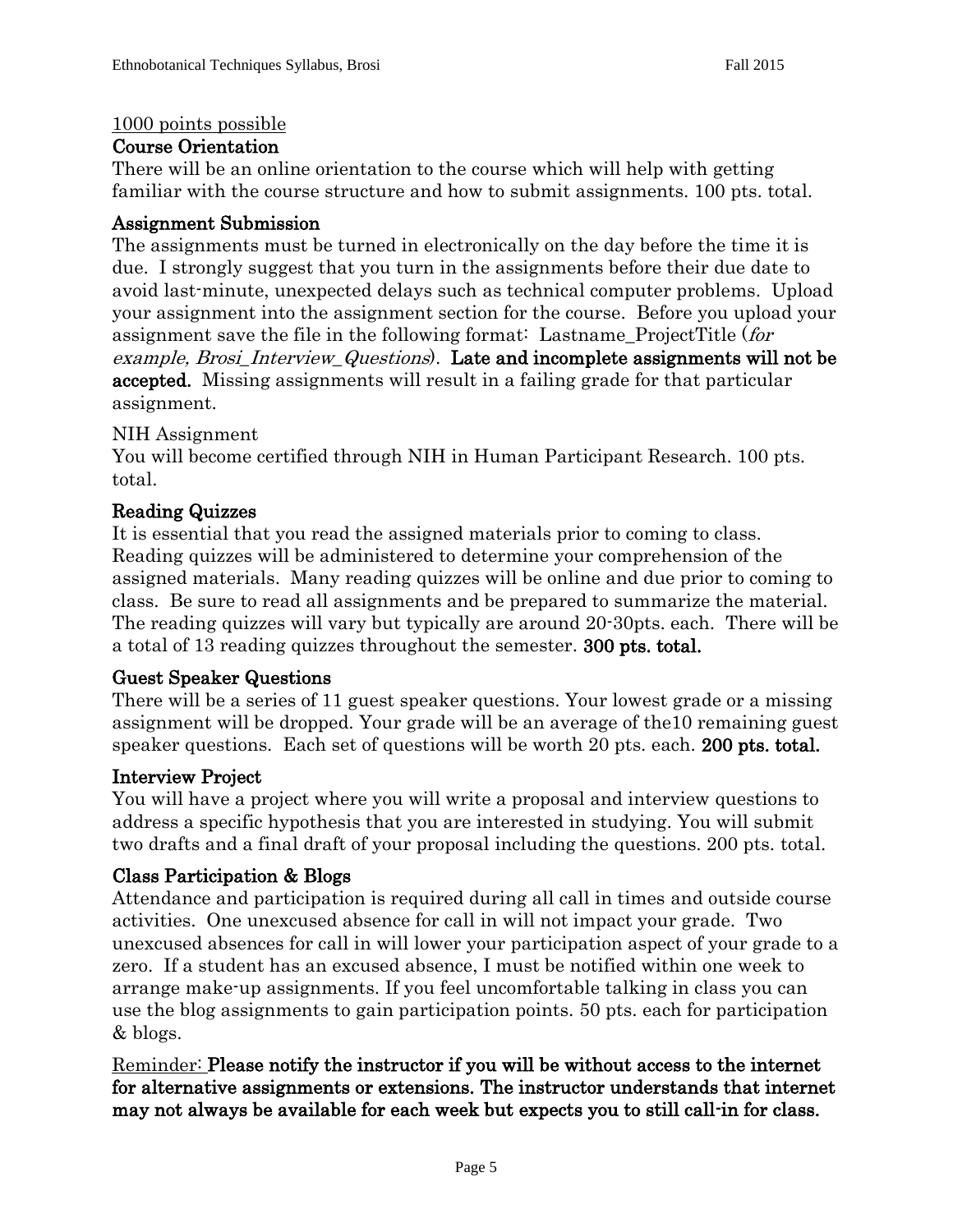1000 points possible

**Course Orientation**

There will be an online orientation to the course which will help with getting familiar with the course structure and how to submit assignments. 100 pts. total.

**Assignment Submission**

The assignments must be turned in electronically on the day before the time it is due. I strongly suggest that you turn in the assignments before their due date to avoid last-minute, unexpected delays such as technical computer problems. Upload your assignment into the assignment section for the course. Before you upload your assignment save the file in the following format: Lastname_ProjectTitle (*for example, Brosi_Interview_Questions*). **Late and incomplete assignments will not be accepted.** Missing assignments will result in a failing grade for that particular assignment.

NIH Assignment

You will become certified through NIH in Human Participant Research. 100 pts. total.

**Reading Quizzes**

It is essential that you read the assigned materials prior to coming to class. Reading quizzes will be administered to determine your comprehension of the assigned materials. Many reading quizzes will be online and due prior to coming to class. Be sure to read all assignments and be prepared to summarize the material. The reading quizzes will vary but typically are around 20-30pts. each. There will be a total of 13 reading quizzes throughout the semester. **300 pts. total.**

**Guest Speaker Questions**

There will be a series of 11 guest speaker questions. Your lowest grade or a missing assignment will be dropped. Your grade will be an average of the10 remaining guest speaker questions. Each set of questions will be worth 20 pts. each. **200 pts. total.**

**Interview Project**

You will have a project where you will write a proposal and interview questions to address a specific hypothesis that you are interested in studying. You will submit two drafts and a final draft of your proposal including the questions. 200 pts. total.

**Class Participation & Blogs**

Attendance and participation is required during all call in times and outside course activities. One unexcused absence for call in will not impact your grade. Two unexcused absences for call in will lower your participation aspect of your grade to a zero. If a student has an excused absence, I must be notified within one week to arrange make-up assignments. If you feel uncomfortable talking in class you can use the blog assignments to gain participation points. 50 pts. each for participation & blogs.

Reminder: **Please notify the instructor if you will be without access to the internet for alternative assignments or extensions. The instructor understands that internet may not always be available for each week but expects you to still call-in for class.**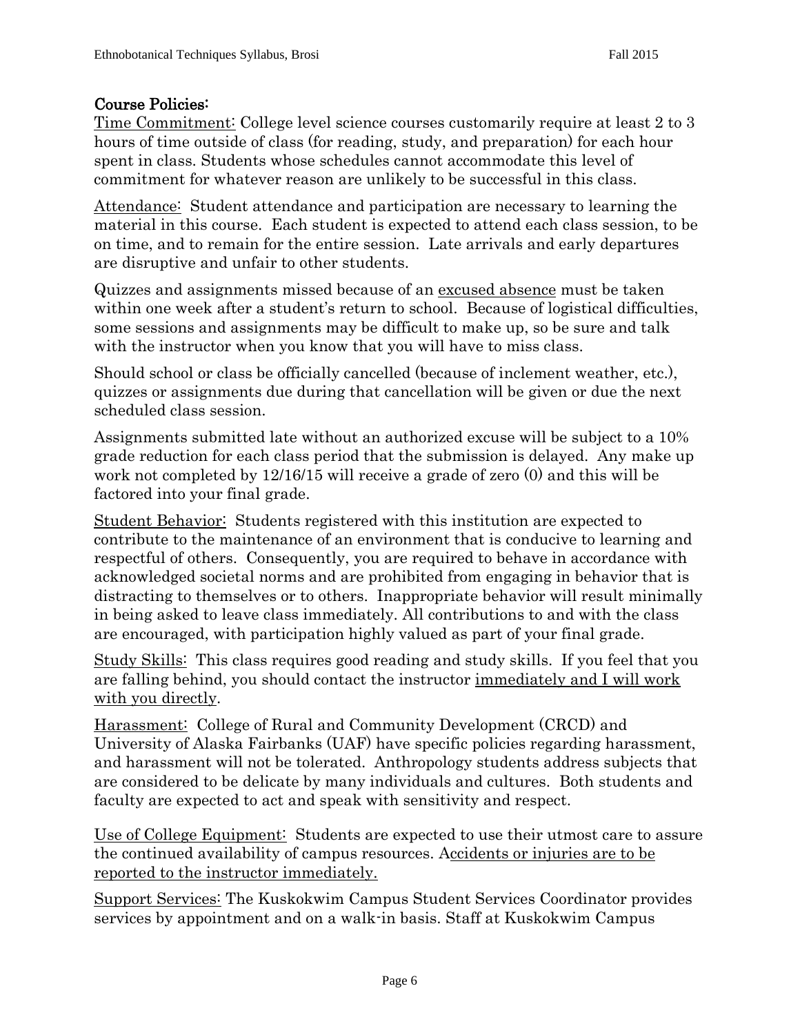## Course Policies:

Time Commitment: College level science courses customarily require at least 2 to 3 hours of time outside of class (for reading, study, and preparation) for each hour spent in class. Students whose schedules cannot accommodate this level of commitment for whatever reason are unlikely to be successful in this class.

Attendance: Student attendance and participation are necessary to learning the material in this course. Each student is expected to attend each class session, to be on time, and to remain for the entire session. Late arrivals and early departures are disruptive and unfair to other students.

Quizzes and assignments missed because of an excused absence must be taken within one week after a student's return to school. Because of logistical difficulties, some sessions and assignments may be difficult to make up, so be sure and talk with the instructor when you know that you will have to miss class.

Should school or class be officially cancelled (because of inclement weather, etc.), quizzes or assignments due during that cancellation will be given or due the next scheduled class session.

Assignments submitted late without an authorized excuse will be subject to a 10% grade reduction for each class period that the submission is delayed. Any make up work not completed by 12/16/15 will receive a grade of zero (0) and this will be factored into your final grade.

Student Behavior: Students registered with this institution are expected to contribute to the maintenance of an environment that is conducive to learning and respectful of others. Consequently, you are required to behave in accordance with acknowledged societal norms and are prohibited from engaging in behavior that is distracting to themselves or to others. Inappropriate behavior will result minimally in being asked to leave class immediately. All contributions to and with the class are encouraged, with participation highly valued as part of your final grade.

Study Skills: This class requires good reading and study skills. If you feel that you are falling behind, you should contact the instructor immediately and I will work with you directly.

Harassment: College of Rural and Community Development (CRCD) and University of Alaska Fairbanks (UAF) have specific policies regarding harassment, and harassment will not be tolerated. Anthropology students address subjects that are considered to be delicate by many individuals and cultures. Both students and faculty are expected to act and speak with sensitivity and respect.

Use of College Equipment: Students are expected to use their utmost care to assure the continued availability of campus resources. Accidents or injuries are to be reported to the instructor immediately.

Support Services: The Kuskokwim Campus Student Services Coordinator provides services by appointment and on a walk-in basis. Staff at Kuskokwim Campus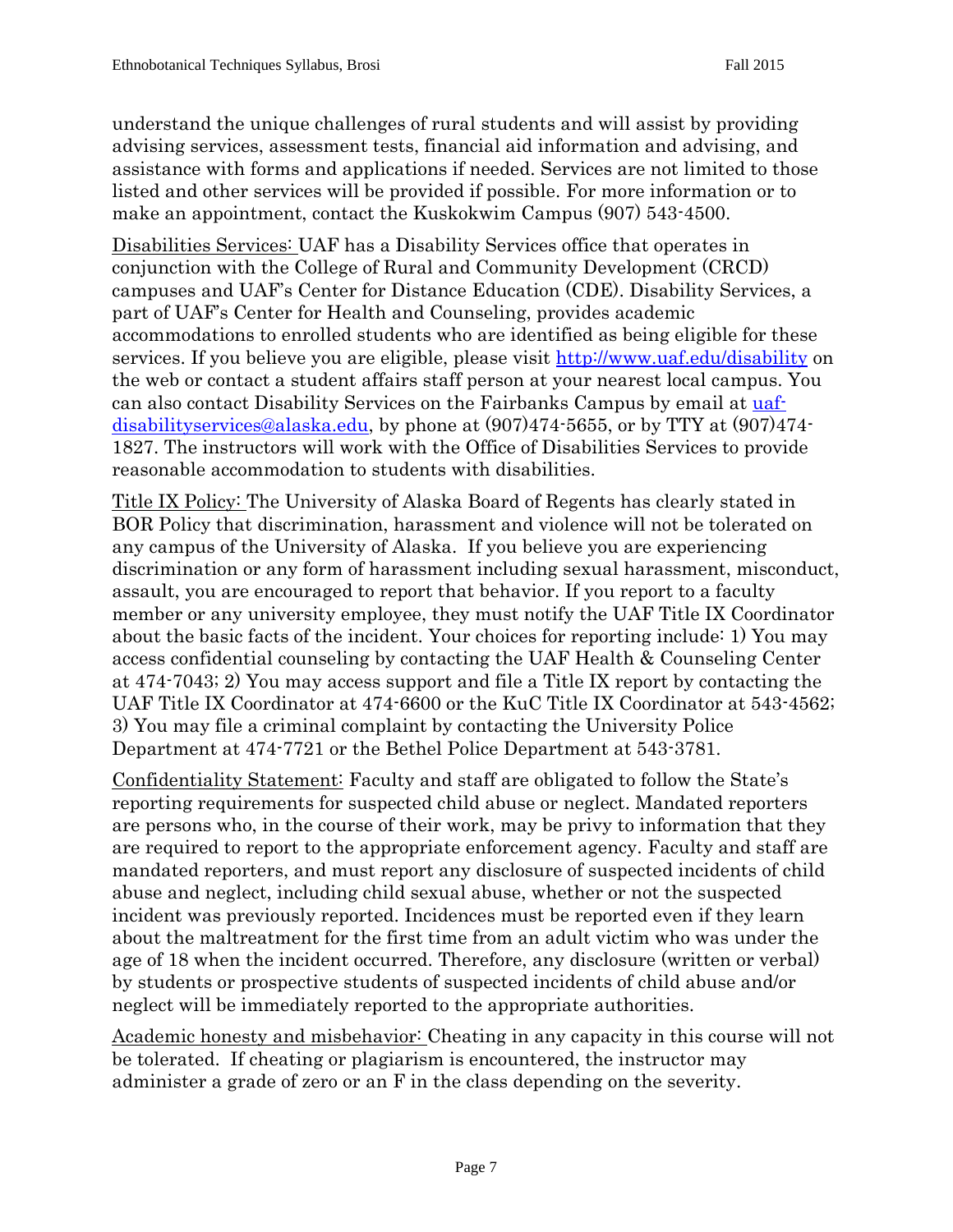understand the unique challenges of rural students and will assist by providing advising services, assessment tests, financial aid information and advising, and assistance with forms and applications if needed. Services are not limited to those listed and other services will be provided if possible. For more information or to make an appointment, contact the Kuskokwim Campus (907) 543-4500.

<u>Disabilities Services:</u> UAF has a Disability Services office that operates in conjunction with the College of Rural and Community Development (CRCD) campuses and UAF's Center for Distance Education (CDE). Disability Services, a part of UAF's Center for Health and Counseling, provides academic accommodations to enrolled students who are identified as being eligible for these services. If you believe you are eligible, please visit [http://www.uaf.edu/disability](http://www.uaf.edu/disability) on the web or contact a student affairs staff person at your nearest local campus. You can also contact Disability Services on the Fairbanks Campus by email at [uaf-disabilityservices@alaska.edu](mailto:uaf-disabilityservices@alaska.edu), by phone at (907)474-5655, or by TTY at (907)474-1827. The instructors will work with the Office of Disabilities Services to provide reasonable accommodation to students with disabilities.

<u>Title IX Policy:</u> The University of Alaska Board of Regents has clearly stated in BOR Policy that discrimination, harassment and violence will not be tolerated on any campus of the University of Alaska. If you believe you are experiencing discrimination or any form of harassment including sexual harassment, misconduct, assault, you are encouraged to report that behavior. If you report to a faculty member or any university employee, they must notify the UAF Title IX Coordinator about the basic facts of the incident. Your choices for reporting include: 1) You may access confidential counseling by contacting the UAF Health & Counseling Center at 474-7043; 2) You may access support and file a Title IX report by contacting the UAF Title IX Coordinator at 474-6600 or the KuC Title IX Coordinator at 543-4562; 3) You may file a criminal complaint by contacting the University Police Department at 474-7721 or the Bethel Police Department at 543-3781.

<u>Confidentiality Statement:</u> Faculty and staff are obligated to follow the State's reporting requirements for suspected child abuse or neglect. Mandated reporters are persons who, in the course of their work, may be privy to information that they are required to report to the appropriate enforcement agency. Faculty and staff are mandated reporters, and must report any disclosure of suspected incidents of child abuse and neglect, including child sexual abuse, whether or not the suspected incident was previously reported. Incidences must be reported even if they learn about the maltreatment for the first time from an adult victim who was under the age of 18 when the incident occurred. Therefore, any disclosure (written or verbal) by students or prospective students of suspected incidents of child abuse and/or neglect will be immediately reported to the appropriate authorities.

<u>Academic honesty and misbehavior:</u> Cheating in any capacity in this course will not be tolerated. If cheating or plagiarism is encountered, the instructor may administer a grade of zero or an F in the class depending on the severity.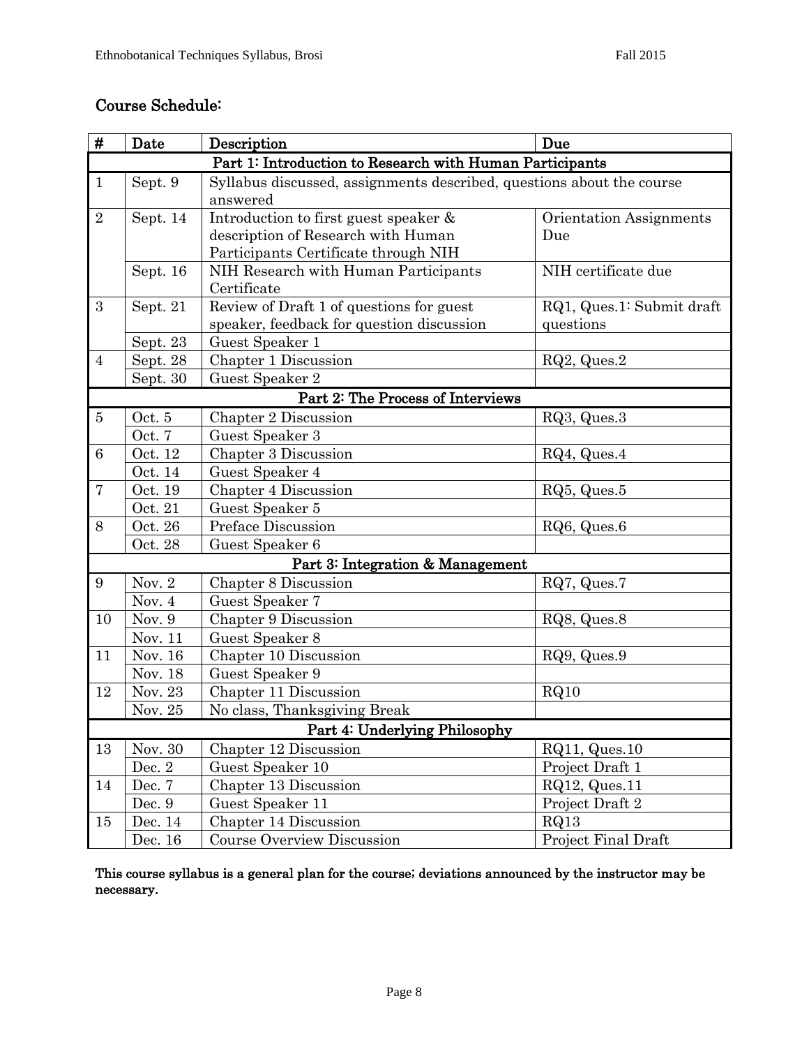## Course Schedule:

| # | Date | Description | Due |
|---|---|---|---|
| **Part 1: Introduction to Research with Human Participants** | | | |
| 1 | Sept. 9 | Syllabus discussed, assignments described, questions about the course answered | |
| 2 | Sept. 14 | Introduction to first guest speaker & description of Research with Human Participants Certificate through NIH | Orientation Assignments Due |
| | Sept. 16 | NIH Research with Human Participants Certificate | NIH certificate due |
| 3 | Sept. 21 | Review of Draft 1 of questions for guest speaker, feedback for question discussion | RQ1, Ques.1: Submit draft questions |
| | Sept. 23 | Guest Speaker 1 | |
| 4 | Sept. 28 | Chapter 1 Discussion | RQ2, Ques.2 |
| | Sept. 30 | Guest Speaker 2 | |
| **Part 2: The Process of Interviews** | | | |
| 5 | Oct. 5 | Chapter 2 Discussion | RQ3, Ques.3 |
| | Oct. 7 | Guest Speaker 3 | |
| 6 | Oct. 12 | Chapter 3 Discussion | RQ4, Ques.4 |
| | Oct. 14 | Guest Speaker 4 | |
| 7 | Oct. 19 | Chapter 4 Discussion | RQ5, Ques.5 |
| | Oct. 21 | Guest Speaker 5 | |
| 8 | Oct. 26 | Preface Discussion | RQ6, Ques.6 |
| | Oct. 28 | Guest Speaker 6 | |
| **Part 3: Integration & Management** | | | |
| 9 | Nov. 2 | Chapter 8 Discussion | RQ7, Ques.7 |
| | Nov. 4 | Guest Speaker 7 | |
| 10 | Nov. 9 | Chapter 9 Discussion | RQ8, Ques.8 |
| | Nov. 11 | Guest Speaker 8 | |
| 11 | Nov. 16 | Chapter 10 Discussion | RQ9, Ques.9 |
| | Nov. 18 | Guest Speaker 9 | |
| 12 | Nov. 23 | Chapter 11 Discussion | RQ10 |
| | Nov. 25 | No class, Thanksgiving Break | |
| **Part 4: Underlying Philosophy** | | | |
| 13 | Nov. 30 | Chapter 12 Discussion | RQ11, Ques.10 |
| | Dec. 2 | Guest Speaker 10 | Project Draft 1 |
| 14 | Dec. 7 | Chapter 13 Discussion | RQ12, Ques.11 |
| | Dec. 9 | Guest Speaker 11 | Project Draft 2 |
| 15 | Dec. 14 | Chapter 14 Discussion | RQ13 |
| | Dec. 16 | Course Overview Discussion | Project Final Draft |

**This course syllabus is a general plan for the course; deviations announced by the instructor may be necessary.**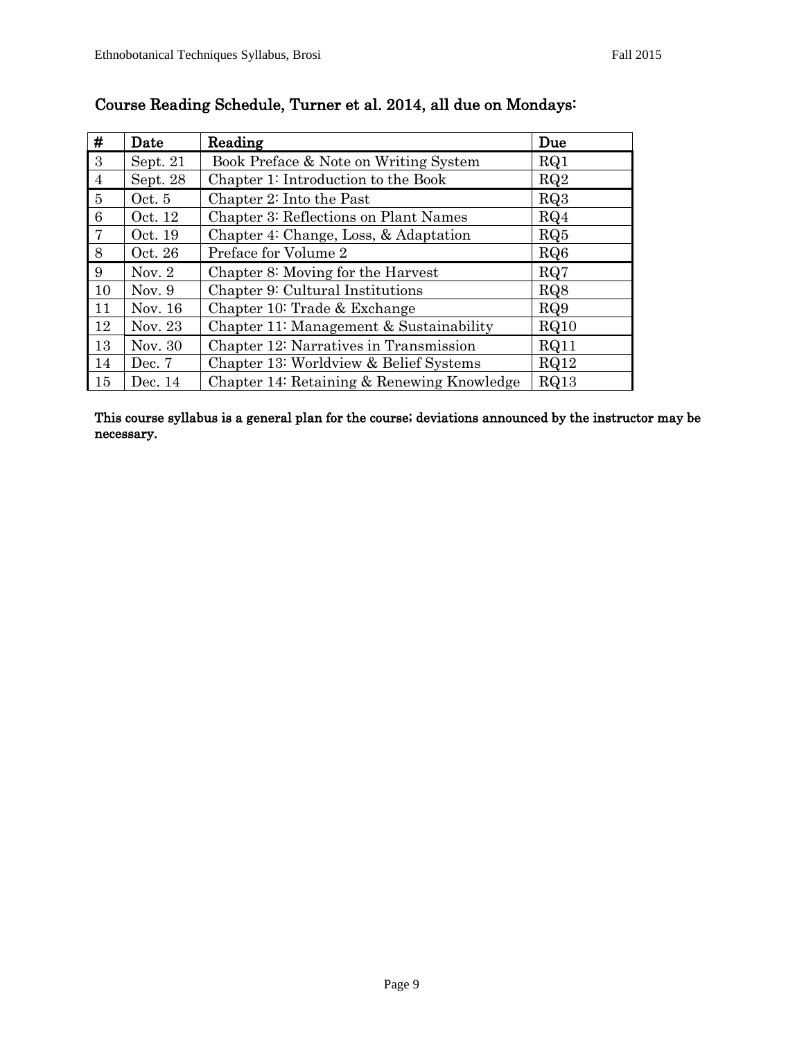## Course Reading Schedule, Turner et al. 2014, all due on Mondays:

| # | Date | Reading | Due |
| --- | --- | --- | --- |
| 3 | Sept. 21 | Book Preface & Note on Writing System | RQ1 |
| 4 | Sept. 28 | Chapter 1: Introduction to the Book | RQ2 |
| 5 | Oct. 5 | Chapter 2: Into the Past | RQ3 |
| 6 | Oct. 12 | Chapter 3: Reflections on Plant Names | RQ4 |
| 7 | Oct. 19 | Chapter 4: Change, Loss, & Adaptation | RQ5 |
| 8 | Oct. 26 | Preface for Volume 2 | RQ6 |
| 9 | Nov. 2 | Chapter 8: Moving for the Harvest | RQ7 |
| 10 | Nov. 9 | Chapter 9: Cultural Institutions | RQ8 |
| 11 | Nov. 16 | Chapter 10: Trade & Exchange | RQ9 |
| 12 | Nov. 23 | Chapter 11: Management & Sustainability | RQ10 |
| 13 | Nov. 30 | Chapter 12: Narratives in Transmission | RQ11 |
| 14 | Dec. 7 | Chapter 13: Worldview & Belief Systems | RQ12 |
| 15 | Dec. 14 | Chapter 14: Retaining & Renewing Knowledge | RQ13 |

**This course syllabus is a general plan for the course; deviations announced by the instructor may be necessary.**